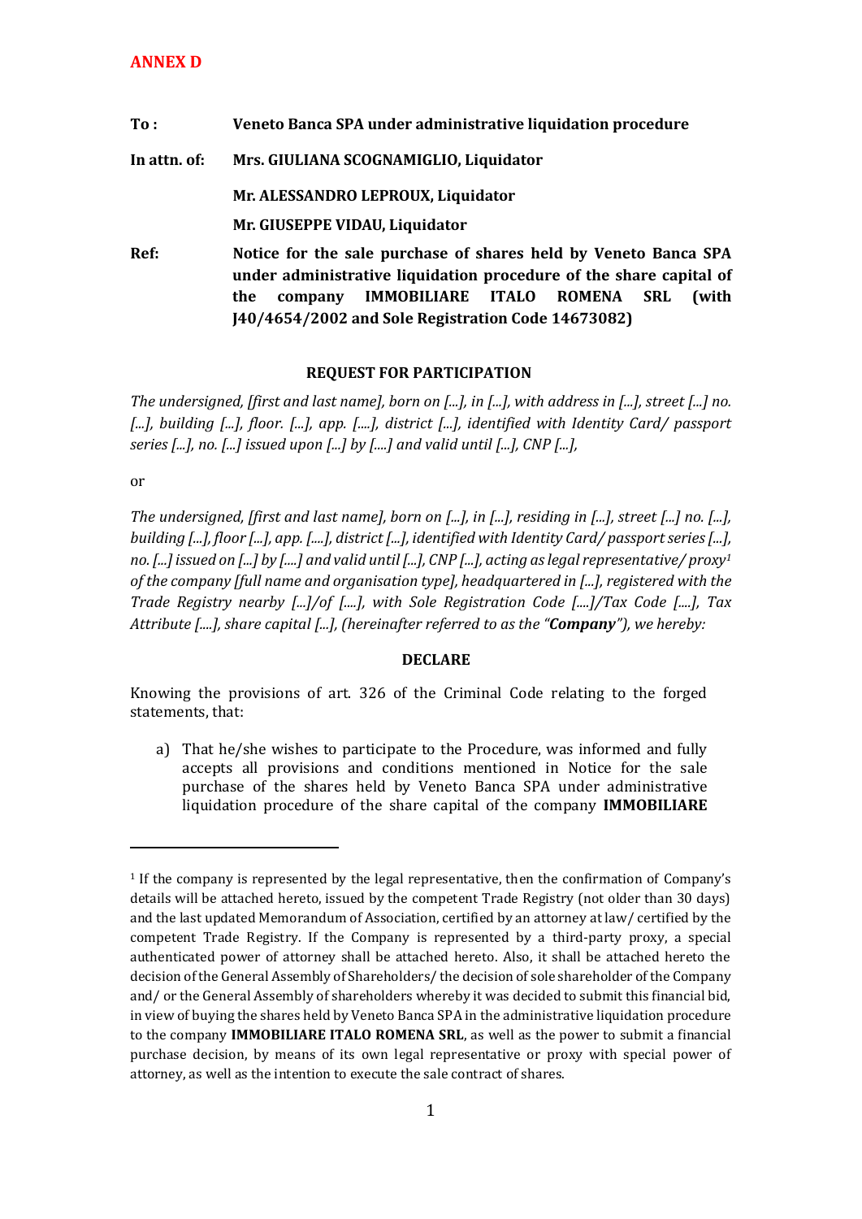**ANNEX D**

**To :** **Veneto Banca SPA under administrative liquidation procedure**

**In attn. of:** **Mrs. GIULIANA SCOGNAMIGLIO, Liquidator**

**Mr. ALESSANDRO LEPROUX, Liquidator**

**Mr. GIUSEPPE VIDAU, Liquidator**

**Ref:** **Notice for the sale purchase of shares held by Veneto Banca SPA under administrative liquidation procedure of the share capital of the company IMMOBILIARE ITALO ROMENA SRL (with J40/4654/2002 and Sole Registration Code 14673082)**

## REQUEST FOR PARTICIPATION

*The undersigned, [first and last name], born on [...], in [...], with address in [...], street [...] no. [...], building [...], floor. [...], app. [....], district [...], identified with Identity Card/ passport series [...], no. [...] issued upon [...] by [....] and valid until [...], CNP [...],*

or

*The undersigned, [first and last name], born on [...], in [...], residing in [...], street [...] no. [...], building [...], floor [...], app. [....], district [...], identified with Identity Card/ passport series [...], no. [...] issued on [...] by [....] and valid until [...], CNP [...], acting as legal representative/ proxy*[1] *of the company [full name and organisation type], headquartered in [...], registered with the Trade Registry nearby [...]/of [....], with Sole Registration Code [....]/Tax Code [....], Tax Attribute [....], share capital [...], (hereinafter referred to as the "**Company**"), we hereby:*

**DECLARE**

Knowing the provisions of art. 326 of the Criminal Code relating to the forged statements, that:

a) That he/she wishes to participate to the Procedure, was informed and fully accepts all provisions and conditions mentioned in Notice for the sale purchase of the shares held by Veneto Banca SPA under administrative liquidation procedure of the share capital of the company **IMMOBILIARE**

---

[1] If the company is represented by the legal representative, then the confirmation of Company's details will be attached hereto, issued by the competent Trade Registry (not older than 30 days) and the last updated Memorandum of Association, certified by an attorney at law/ certified by the competent Trade Registry. If the Company is represented by a third-party proxy, a special authenticated power of attorney shall be attached hereto. Also, it shall be attached hereto the decision of the General Assembly of Shareholders/ the decision of sole shareholder of the Company and/ or the General Assembly of shareholders whereby it was decided to submit this financial bid, in view of buying the shares held by Veneto Banca SPA in the administrative liquidation procedure to the company **IMMOBILIARE ITALO ROMENA SRL**, as well as the power to submit a financial purchase decision, by means of its own legal representative or proxy with special power of attorney, as well as the intention to execute the sale contract of shares.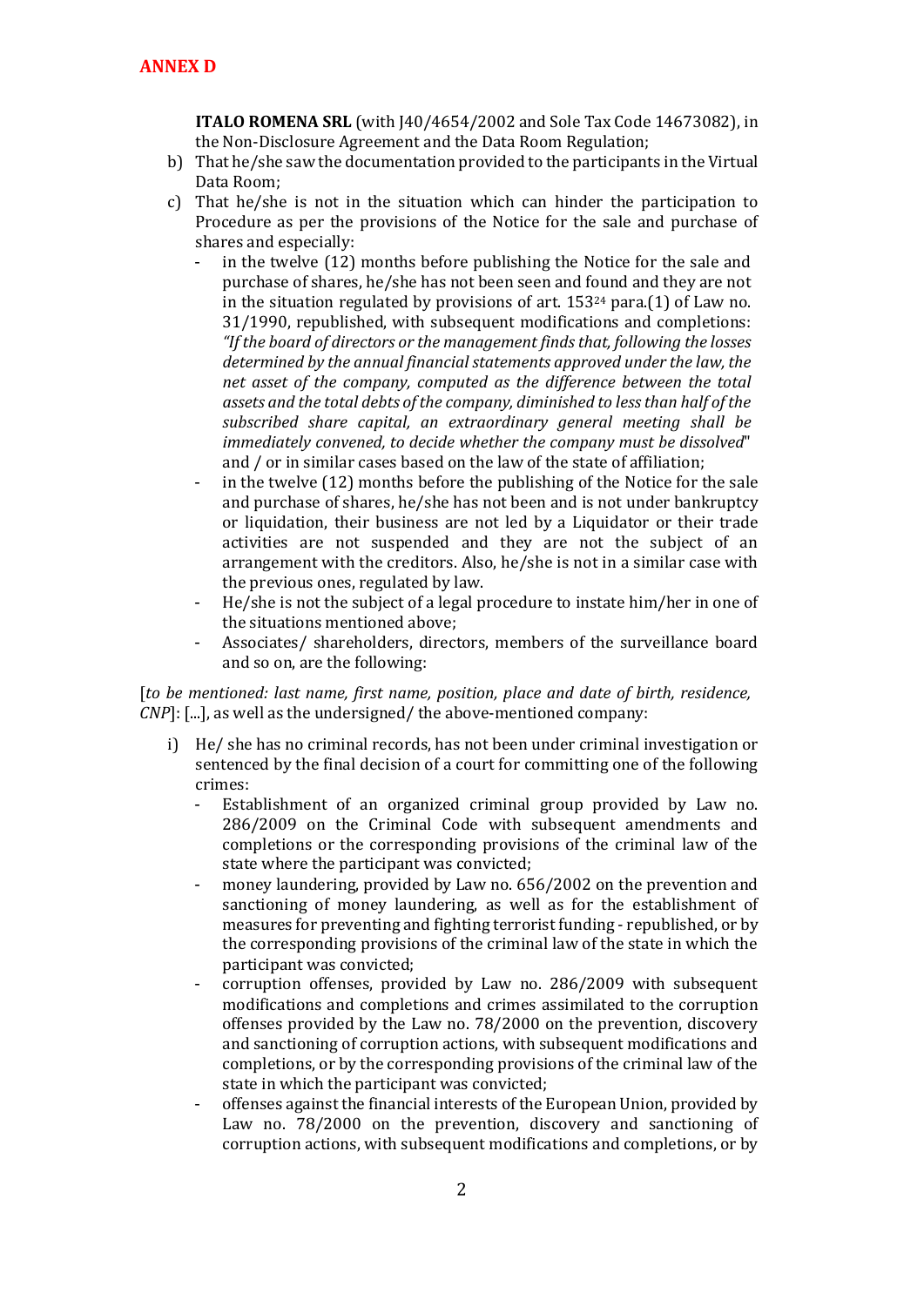**ANNEX D**

**ITALO ROMENA SRL** (with J40/4654/2002 and Sole Tax Code 14673082), in the Non-Disclosure Agreement and the Data Room Regulation;

b) That he/she saw the documentation provided to the participants in the Virtual Data Room;

c) That he/she is not in the situation which can hinder the participation to Procedure as per the provisions of the Notice for the sale and purchase of shares and especially:

   - in the twelve (12) months before publishing the Notice for the sale and purchase of shares, he/she has not been seen and found and they are not in the situation regulated by provisions of art. 153[24] para.(1) of Law no. 31/1990, republished, with subsequent modifications and completions: *"If the board of directors or the management finds that, following the losses determined by the annual financial statements approved under the law, the net asset of the company, computed as the difference between the total assets and the total debts of the company, diminished to less than half of the subscribed share capital, an extraordinary general meeting shall be immediately convened, to decide whether the company must be dissolved*" and / or in similar cases based on the law of the state of affiliation;
   - in the twelve (12) months before the publishing of the Notice for the sale and purchase of shares, he/she has not been and is not under bankruptcy or liquidation, their business are not led by a Liquidator or their trade activities are not suspended and they are not the subject of an arrangement with the creditors. Also, he/she is not in a similar case with the previous ones, regulated by law.
   - He/she is not the subject of a legal procedure to instate him/her in one of the situations mentioned above;
   - Associates/ shareholders, directors, members of the surveillance board and so on, are the following:

[*to be mentioned: last name, first name, position, place and date of birth, residence, CNP*]: [...], as well as the undersigned/ the above-mentioned company:

i) He/ she has no criminal records, has not been under criminal investigation or sentenced by the final decision of a court for committing one of the following crimes:

   - Establishment of an organized criminal group provided by Law no. 286/2009 on the Criminal Code with subsequent amendments and completions or the corresponding provisions of the criminal law of the state where the participant was convicted;
   - money laundering, provided by Law no. 656/2002 on the prevention and sanctioning of money laundering, as well as for the establishment of measures for preventing and fighting terrorist funding - republished, or by the corresponding provisions of the criminal law of the state in which the participant was convicted;
   - corruption offenses, provided by Law no. 286/2009 with subsequent modifications and completions and crimes assimilated to the corruption offenses provided by the Law no. 78/2000 on the prevention, discovery and sanctioning of corruption actions, with subsequent modifications and completions, or by the corresponding provisions of the criminal law of the state in which the participant was convicted;
   - offenses against the financial interests of the European Union, provided by Law no. 78/2000 on the prevention, discovery and sanctioning of corruption actions, with subsequent modifications and completions, or by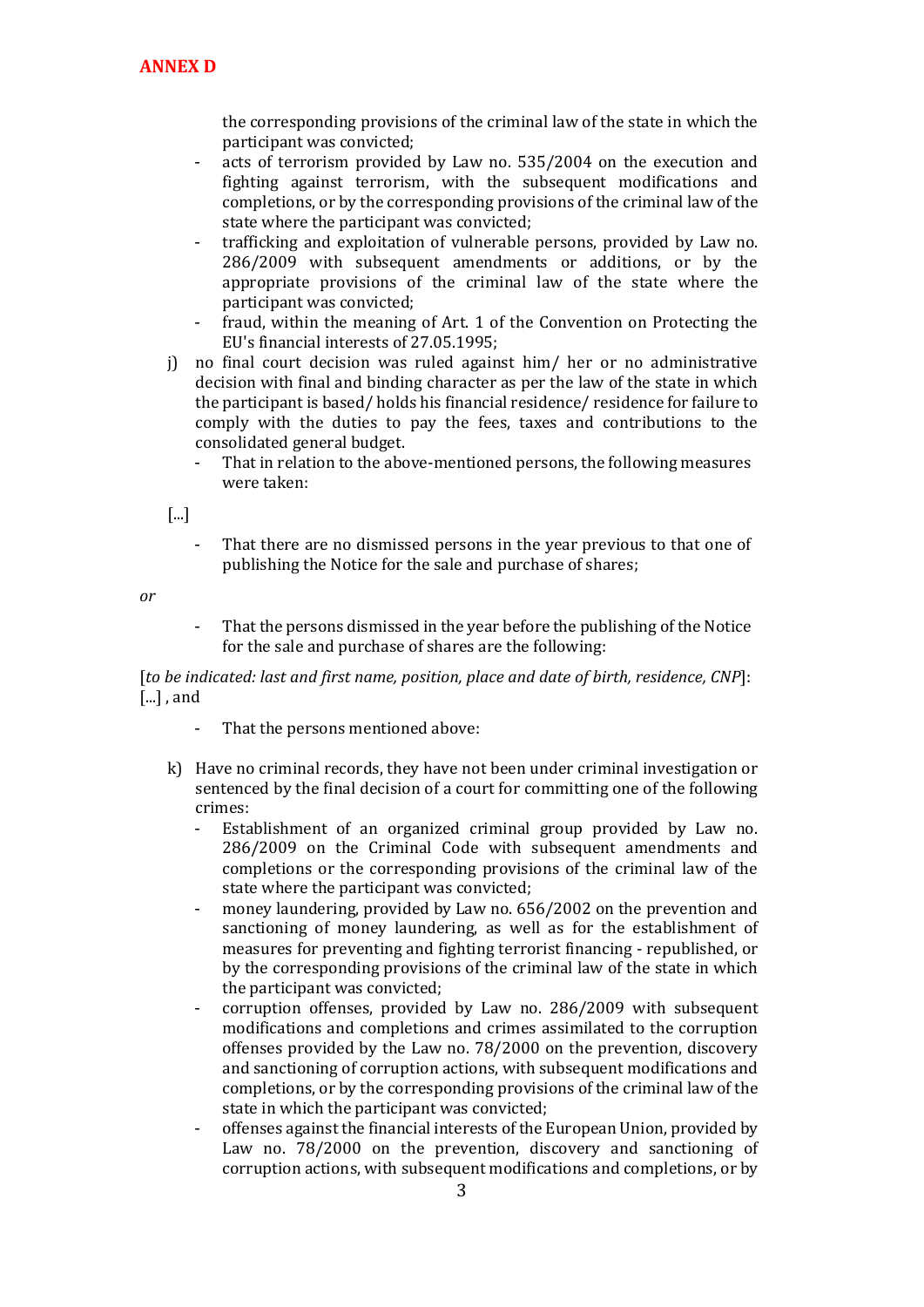the corresponding provisions of the criminal law of the state in which the participant was convicted;

- acts of terrorism provided by Law no. 535/2004 on the execution and fighting against terrorism, with the subsequent modifications and completions, or by the corresponding provisions of the criminal law of the state where the participant was convicted;
- trafficking and exploitation of vulnerable persons, provided by Law no. 286/2009 with subsequent amendments or additions, or by the appropriate provisions of the criminal law of the state where the participant was convicted;
- fraud, within the meaning of Art. 1 of the Convention on Protecting the EU's financial interests of 27.05.1995;

j) no final court decision was ruled against him/ her or no administrative decision with final and binding character as per the law of the state in which the participant is based/ holds his financial residence/ residence for failure to comply with the duties to pay the fees, taxes and contributions to the consolidated general budget.

- That in relation to the above-mentioned persons, the following measures were taken:

[...]

- That there are no dismissed persons in the year previous to that one of publishing the Notice for the sale and purchase of shares;

*or*

- That the persons dismissed in the year before the publishing of the Notice for the sale and purchase of shares are the following:

[*to be indicated: last and first name, position, place and date of birth, residence, CNP*]: [...] , and

- That the persons mentioned above:

k) Have no criminal records, they have not been under criminal investigation or sentenced by the final decision of a court for committing one of the following crimes:

- Establishment of an organized criminal group provided by Law no. 286/2009 on the Criminal Code with subsequent amendments and completions or the corresponding provisions of the criminal law of the state where the participant was convicted;
- money laundering, provided by Law no. 656/2002 on the prevention and sanctioning of money laundering, as well as for the establishment of measures for preventing and fighting terrorist financing - republished, or by the corresponding provisions of the criminal law of the state in which the participant was convicted;
- corruption offenses, provided by Law no. 286/2009 with subsequent modifications and completions and crimes assimilated to the corruption offenses provided by the Law no. 78/2000 on the prevention, discovery and sanctioning of corruption actions, with subsequent modifications and completions, or by the corresponding provisions of the criminal law of the state in which the participant was convicted;
- offenses against the financial interests of the European Union, provided by Law no. 78/2000 on the prevention, discovery and sanctioning of corruption actions, with subsequent modifications and completions, or by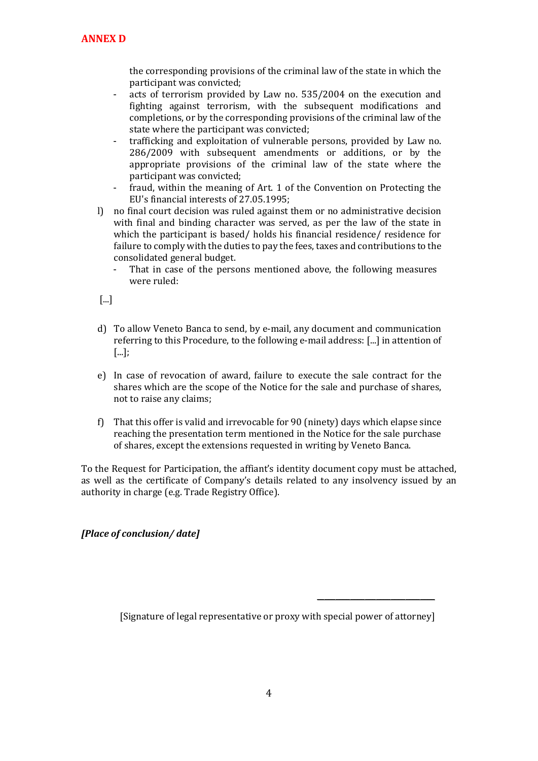**ANNEX D**

the corresponding provisions of the criminal law of the state in which the participant was convicted;

- acts of terrorism provided by Law no. 535/2004 on the execution and fighting against terrorism, with the subsequent modifications and completions, or by the corresponding provisions of the criminal law of the state where the participant was convicted;
- trafficking and exploitation of vulnerable persons, provided by Law no. 286/2009 with subsequent amendments or additions, or by the appropriate provisions of the criminal law of the state where the participant was convicted;
- fraud, within the meaning of Art. 1 of the Convention on Protecting the EU's financial interests of 27.05.1995;

l) no final court decision was ruled against them or no administrative decision with final and binding character was served, as per the law of the state in which the participant is based/ holds his financial residence/ residence for failure to comply with the duties to pay the fees, taxes and contributions to the consolidated general budget.

- That in case of the persons mentioned above, the following measures were ruled:

[...]

d) To allow Veneto Banca to send, by e-mail, any document and communication referring to this Procedure, to the following e-mail address: [...] in attention of [...];

e) In case of revocation of award, failure to execute the sale contract for the shares which are the scope of the Notice for the sale and purchase of shares, not to raise any claims;

f) That this offer is valid and irrevocable for 90 (ninety) days which elapse since reaching the presentation term mentioned in the Notice for the sale purchase of shares, except the extensions requested in writing by Veneto Banca.

To the Request for Participation, the affiant's identity document copy must be attached, as well as the certificate of Company's details related to any insolvency issued by an authority in charge (e.g. Trade Registry Office).

***[Place of conclusion/ date]***

\_\_\_\_\_\_\_\_\_\_\_\_\_\_\_\_\_\_\_\_\_\_\_\_\_\_\_\_\_\_

[Signature of legal representative or proxy with special power of attorney]